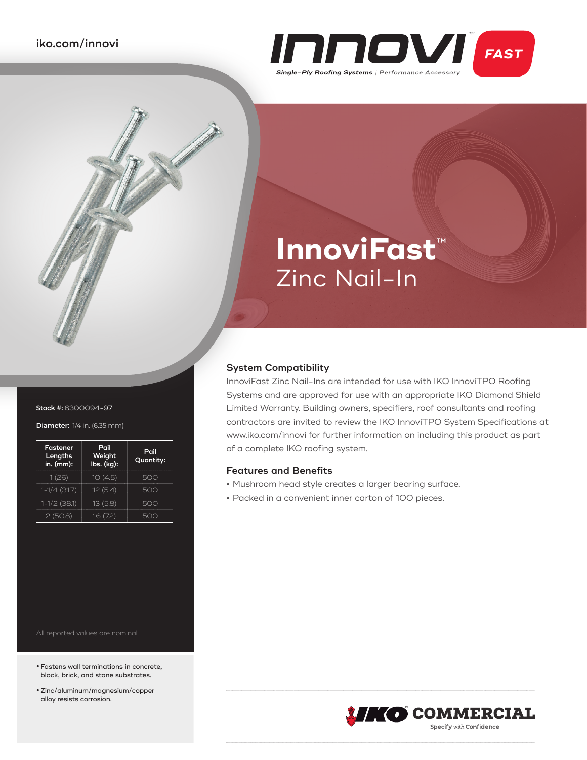iko.com/innovi

INNOVI™ FAST

*Single-Ply Roofing Systems* | *Performance Accessory*

# InnoviFast™

## Zinc Nail-In

**Stock #:** 6300094-97

**Diameter:** 1/4 in. (6.35 mm)

| Fastener Lengths in. (mm): | Pail Weight lbs. (kg): | Pail Quantity: |
|---|---|---|
| 1 (26) | 10 (4.5) | 500 |
| 1-1/4 (31.7) | 12 (5.4) | 500 |
| 1-1/2 (38.1) | 13 (5.8) | 500 |
| 2 (50.8) | 16 (7.2) | 500 |

All reported values are nominal.

- Fastens wall terminations in concrete, block, brick, and stone substrates.
- Zinc/aluminum/magnesium/copper alloy resists corrosion.

### System Compatibility

InnoviFast Zinc Nail-Ins are intended for use with IKO InnoviTPO Roofing Systems and are approved for use with an appropriate IKO Diamond Shield Limited Warranty. Building owners, specifiers, roof consultants and roofing contractors are invited to review the IKO InnoviTPO System Specifications at www.iko.com/innovi for further information on including this product as part of a complete IKO roofing system.

### Features and Benefits

- Mushroom head style creates a larger bearing surface.
- Packed in a convenient inner carton of 100 pieces.

IKO® COMMERCIAL

Specify with Confidence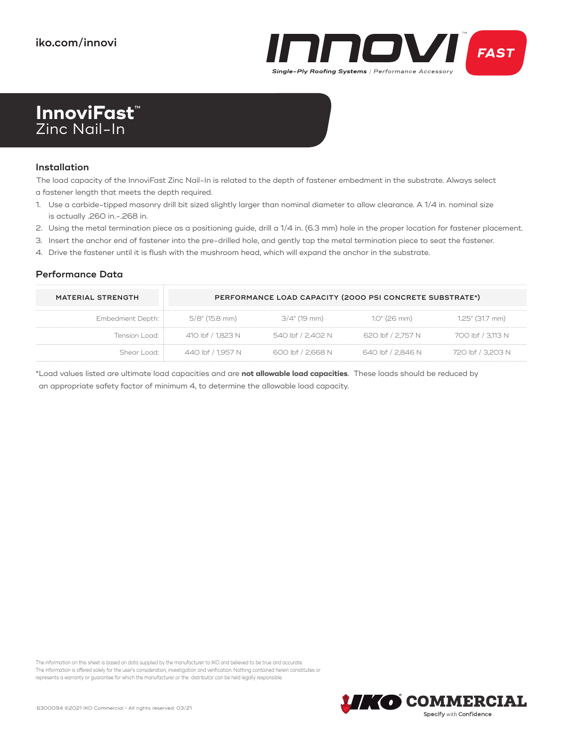iko.com/innovi

# InnoviFast™ Zinc Nail-In

## Installation

The load capacity of the InnoviFast Zinc Nail-In is related to the depth of fastener embedment in the substrate. Always select a fastener length that meets the depth required.

1. Use a carbide-tipped masonry drill bit sized slightly larger than nominal diameter to allow clearance. A 1/4 in. nominal size is actually .260 in.-.268 in.
2. Using the metal termination piece as a positioning guide, drill a 1/4 in. (6.3 mm) hole in the proper location for fastener placement.
3. Insert the anchor end of fastener into the pre-drilled hole, and gently tap the metal termination piece to seat the fastener.
4. Drive the fastener until it is flush with the mushroom head, which will expand the anchor in the substrate.

## Performance Data

| MATERIAL STRENGTH | PERFORMANCE LOAD CAPACITY (2000 PSI CONCRETE SUBSTRATE*) | | | |
|---|---|---|---|---|
| Embedment Depth: | 5/8" (15.8 mm) | 3/4" (19 mm) | 1.0" (26 mm) | 1.25" (31.7 mm) |
| Tension Load: | 410 lbf / 1,823 N | 540 lbf / 2,402 N | 620 lbf / 2,757 N | 700 lbf / 3,113 N |
| Shear Load: | 440 lbf / 1,957 N | 600 lbf / 2,668 N | 640 lbf / 2,846 N | 720 lbf / 3,203 N |

*Load values listed are ultimate load capacities and are **not allowable load capacities**. These loads should be reduced by an appropriate safety factor of minimum 4, to determine the allowable load capacity.

The information on this sheet is based on data supplied by the manufacturer to IKO and believed to be true and accurate. The information is offered solely for the user's consideration, investigation and verification. Nothing contained herein constitutes or represents a warranty or guarantee for which the manufacturer or the distributor can be held legally responsible.

6300094 ©2021 IKO Commercial • All rights reserved. 03/21